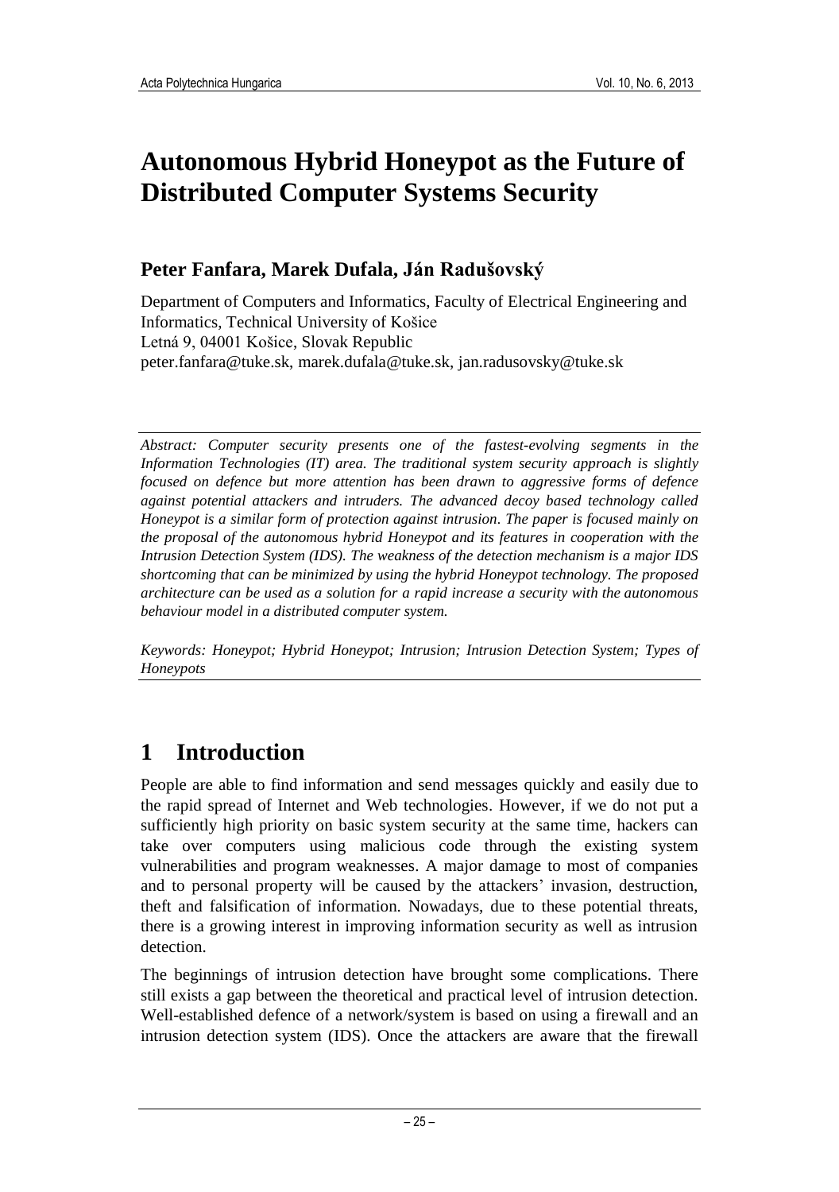# Autonomous Hybrid Honeypot as the Future of Distributed Computer Systems Security

**Peter Fanfara, Marek Dufala, Ján Radušovský**

Department of Computers and Informatics, Faculty of Electrical Engineering and Informatics, Technical University of Košice
Letná 9, 04001 Košice, Slovak Republic
peter.fanfara@tuke.sk, marek.dufala@tuke.sk, jan.radusovsky@tuke.sk

*Abstract: Computer security presents one of the fastest-evolving segments in the Information Technologies (IT) area. The traditional system security approach is slightly focused on defence but more attention has been drawn to aggressive forms of defence against potential attackers and intruders. The advanced decoy based technology called Honeypot is a similar form of protection against intrusion. The paper is focused mainly on the proposal of the autonomous hybrid Honeypot and its features in cooperation with the Intrusion Detection System (IDS). The weakness of the detection mechanism is a major IDS shortcoming that can be minimized by using the hybrid Honeypot technology. The proposed architecture can be used as a solution for a rapid increase a security with the autonomous behaviour model in a distributed computer system.*

*Keywords: Honeypot; Hybrid Honeypot; Intrusion; Intrusion Detection System; Types of Honeypots*

## 1 Introduction

People are able to find information and send messages quickly and easily due to the rapid spread of Internet and Web technologies. However, if we do not put a sufficiently high priority on basic system security at the same time, hackers can take over computers using malicious code through the existing system vulnerabilities and program weaknesses. A major damage to most of companies and to personal property will be caused by the attackers' invasion, destruction, theft and falsification of information. Nowadays, due to these potential threats, there is a growing interest in improving information security as well as intrusion detection.

The beginnings of intrusion detection have brought some complications. There still exists a gap between the theoretical and practical level of intrusion detection. Well-established defence of a network/system is based on using a firewall and an intrusion detection system (IDS). Once the attackers are aware that the firewall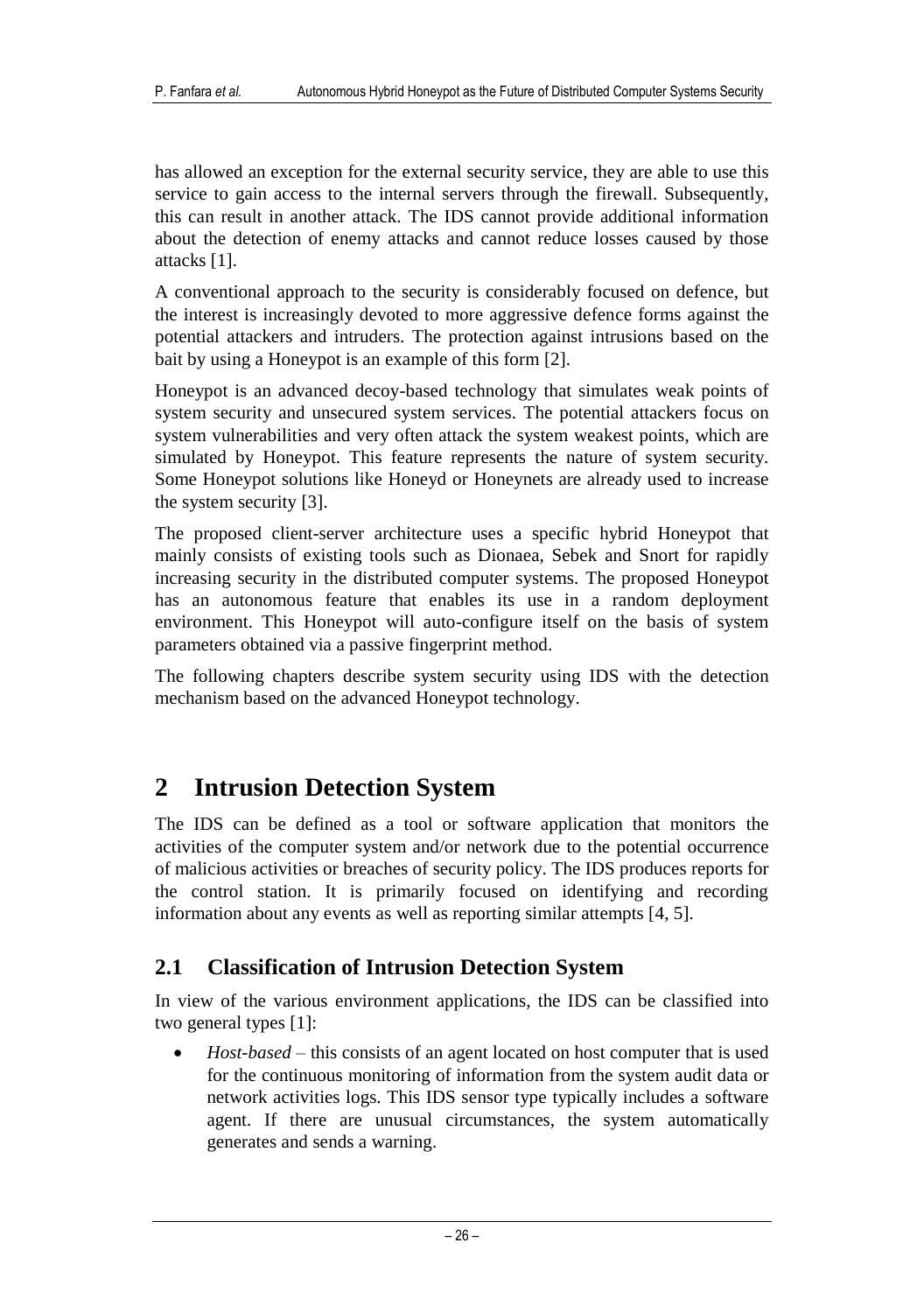has allowed an exception for the external security service, they are able to use this service to gain access to the internal servers through the firewall. Subsequently, this can result in another attack. The IDS cannot provide additional information about the detection of enemy attacks and cannot reduce losses caused by those attacks [1].

A conventional approach to the security is considerably focused on defence, but the interest is increasingly devoted to more aggressive defence forms against the potential attackers and intruders. The protection against intrusions based on the bait by using a Honeypot is an example of this form [2].

Honeypot is an advanced decoy-based technology that simulates weak points of system security and unsecured system services. The potential attackers focus on system vulnerabilities and very often attack the system weakest points, which are simulated by Honeypot. This feature represents the nature of system security. Some Honeypot solutions like Honeyd or Honeynets are already used to increase the system security [3].

The proposed client-server architecture uses a specific hybrid Honeypot that mainly consists of existing tools such as Dionaea, Sebek and Snort for rapidly increasing security in the distributed computer systems. The proposed Honeypot has an autonomous feature that enables its use in a random deployment environment. This Honeypot will auto-configure itself on the basis of system parameters obtained via a passive fingerprint method.

The following chapters describe system security using IDS with the detection mechanism based on the advanced Honeypot technology.

# 2 Intrusion Detection System

The IDS can be defined as a tool or software application that monitors the activities of the computer system and/or network due to the potential occurrence of malicious activities or breaches of security policy. The IDS produces reports for the control station. It is primarily focused on identifying and recording information about any events as well as reporting similar attempts [4, 5].

## 2.1 Classification of Intrusion Detection System

In view of the various environment applications, the IDS can be classified into two general types [1]:

- *Host-based* – this consists of an agent located on host computer that is used for the continuous monitoring of information from the system audit data or network activities logs. This IDS sensor type typically includes a software agent. If there are unusual circumstances, the system automatically generates and sends a warning.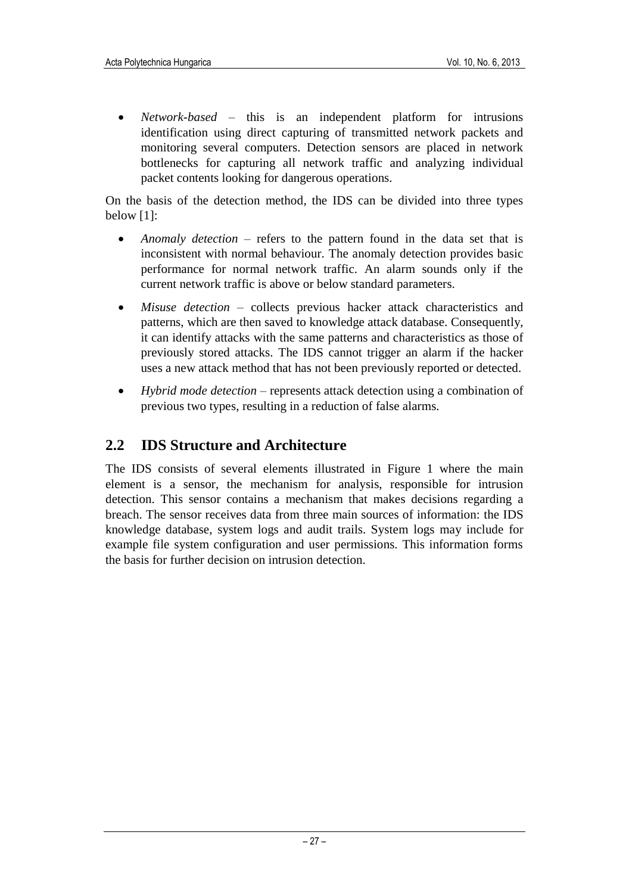- *Network-based* – this is an independent platform for intrusions identification using direct capturing of transmitted network packets and monitoring several computers. Detection sensors are placed in network bottlenecks for capturing all network traffic and analyzing individual packet contents looking for dangerous operations.

On the basis of the detection method, the IDS can be divided into three types below [1]:

- *Anomaly detection* – refers to the pattern found in the data set that is inconsistent with normal behaviour. The anomaly detection provides basic performance for normal network traffic. An alarm sounds only if the current network traffic is above or below standard parameters.
- *Misuse detection* – collects previous hacker attack characteristics and patterns, which are then saved to knowledge attack database. Consequently, it can identify attacks with the same patterns and characteristics as those of previously stored attacks. The IDS cannot trigger an alarm if the hacker uses a new attack method that has not been previously reported or detected.
- *Hybrid mode detection* – represents attack detection using a combination of previous two types, resulting in a reduction of false alarms.

## 2.2 IDS Structure and Architecture

The IDS consists of several elements illustrated in Figure 1 where the main element is a sensor, the mechanism for analysis, responsible for intrusion detection. This sensor contains a mechanism that makes decisions regarding a breach. The sensor receives data from three main sources of information: the IDS knowledge database, system logs and audit trails. System logs may include for example file system configuration and user permissions. This information forms the basis for further decision on intrusion detection.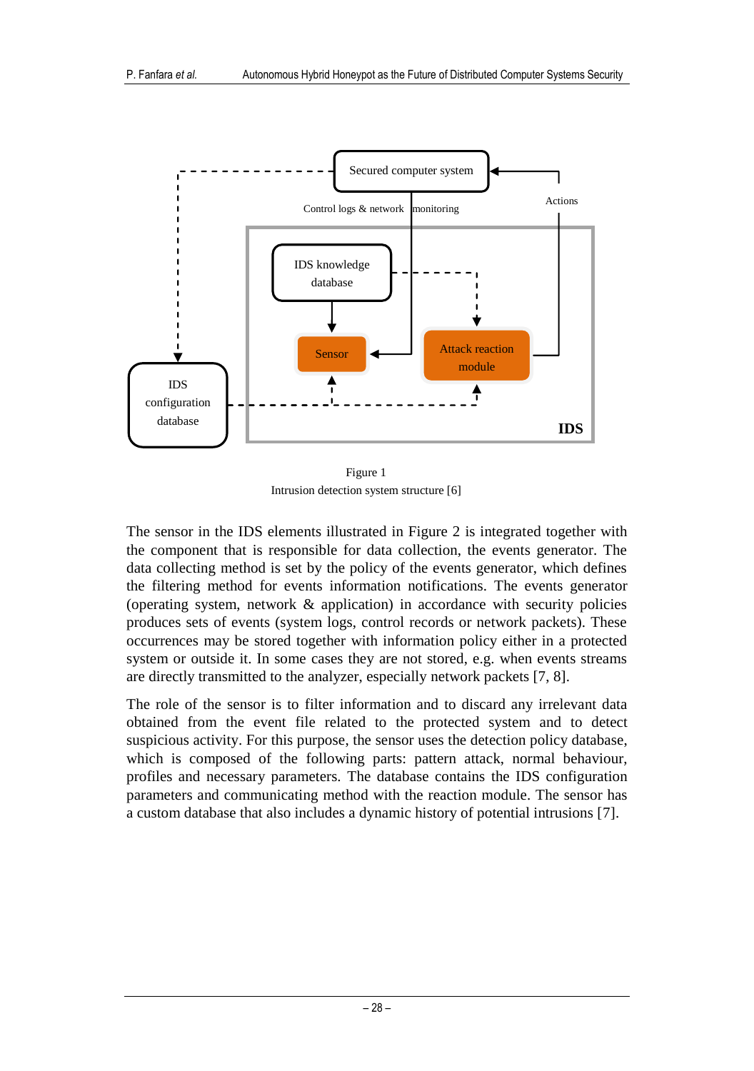Figure 1
Intrusion detection system structure [6]

The sensor in the IDS elements illustrated in Figure 2 is integrated together with the component that is responsible for data collection, the events generator. The data collecting method is set by the policy of the events generator, which defines the filtering method for events information notifications. The events generator (operating system, network & application) in accordance with security policies produces sets of events (system logs, control records or network packets). These occurrences may be stored together with information policy either in a protected system or outside it. In some cases they are not stored, e.g. when events streams are directly transmitted to the analyzer, especially network packets [7, 8].

The role of the sensor is to filter information and to discard any irrelevant data obtained from the event file related to the protected system and to detect suspicious activity. For this purpose, the sensor uses the detection policy database, which is composed of the following parts: pattern attack, normal behaviour, profiles and necessary parameters. The database contains the IDS configuration parameters and communicating method with the reaction module. The sensor has a custom database that also includes a dynamic history of potential intrusions [7].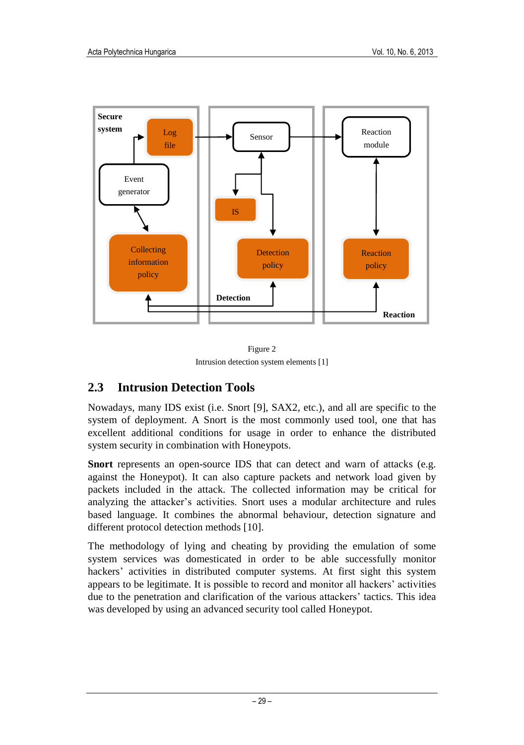Figure 2

Intrusion detection system elements [1]

## 2.3 Intrusion Detection Tools

Nowadays, many IDS exist (i.e. Snort [9], SAX2, etc.), and all are specific to the system of deployment. A Snort is the most commonly used tool, one that has excellent additional conditions for usage in order to enhance the distributed system security in combination with Honeypots.

**Snort** represents an open-source IDS that can detect and warn of attacks (e.g. against the Honeypot). It can also capture packets and network load given by packets included in the attack. The collected information may be critical for analyzing the attacker's activities. Snort uses a modular architecture and rules based language. It combines the abnormal behaviour, detection signature and different protocol detection methods [10].

The methodology of lying and cheating by providing the emulation of some system services was domesticated in order to be able successfully monitor hackers' activities in distributed computer systems. At first sight this system appears to be legitimate. It is possible to record and monitor all hackers' activities due to the penetration and clarification of the various attackers' tactics. This idea was developed by using an advanced security tool called Honeypot.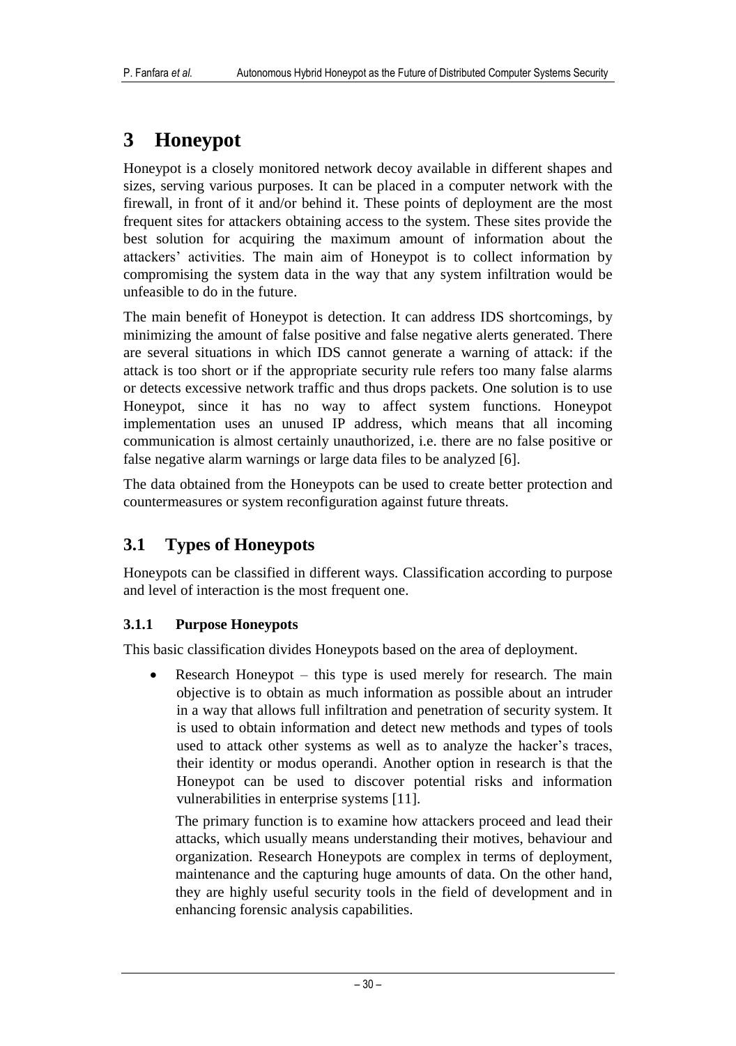# 3 Honeypot

Honeypot is a closely monitored network decoy available in different shapes and sizes, serving various purposes. It can be placed in a computer network with the firewall, in front of it and/or behind it. These points of deployment are the most frequent sites for attackers obtaining access to the system. These sites provide the best solution for acquiring the maximum amount of information about the attackers' activities. The main aim of Honeypot is to collect information by compromising the system data in the way that any system infiltration would be unfeasible to do in the future.

The main benefit of Honeypot is detection. It can address IDS shortcomings, by minimizing the amount of false positive and false negative alerts generated. There are several situations in which IDS cannot generate a warning of attack: if the attack is too short or if the appropriate security rule refers too many false alarms or detects excessive network traffic and thus drops packets. One solution is to use Honeypot, since it has no way to affect system functions. Honeypot implementation uses an unused IP address, which means that all incoming communication is almost certainly unauthorized, i.e. there are no false positive or false negative alarm warnings or large data files to be analyzed [6].

The data obtained from the Honeypots can be used to create better protection and countermeasures or system reconfiguration against future threats.

## 3.1 Types of Honeypots

Honeypots can be classified in different ways. Classification according to purpose and level of interaction is the most frequent one.

### 3.1.1 Purpose Honeypots

This basic classification divides Honeypots based on the area of deployment.

- Research Honeypot – this type is used merely for research. The main objective is to obtain as much information as possible about an intruder in a way that allows full infiltration and penetration of security system. It is used to obtain information and detect new methods and types of tools used to attack other systems as well as to analyze the hacker's traces, their identity or modus operandi. Another option in research is that the Honeypot can be used to discover potential risks and information vulnerabilities in enterprise systems [11].

  The primary function is to examine how attackers proceed and lead their attacks, which usually means understanding their motives, behaviour and organization. Research Honeypots are complex in terms of deployment, maintenance and the capturing huge amounts of data. On the other hand, they are highly useful security tools in the field of development and in enhancing forensic analysis capabilities.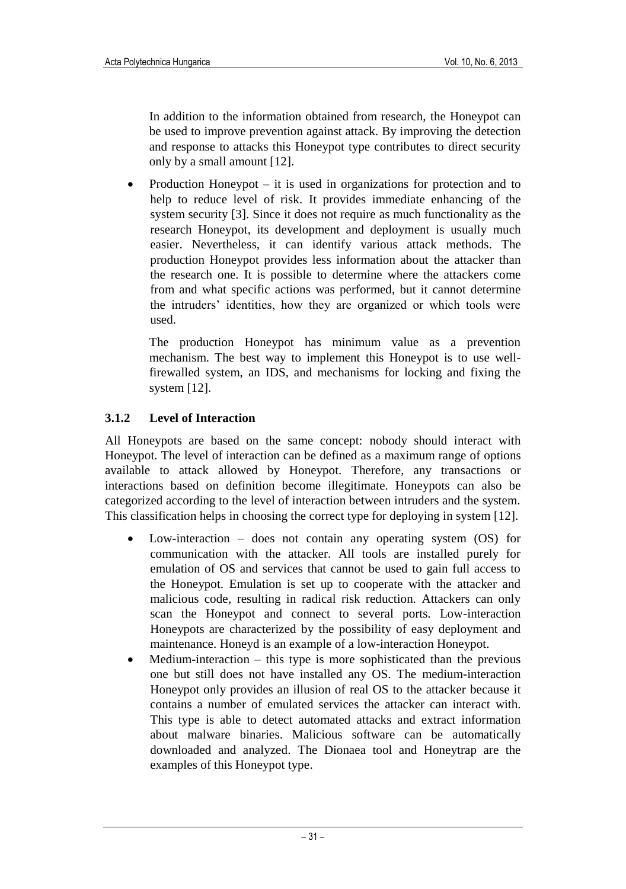In addition to the information obtained from research, the Honeypot can be used to improve prevention against attack. By improving the detection and response to attacks this Honeypot type contributes to direct security only by a small amount [12].

- Production Honeypot – it is used in organizations for protection and to help to reduce level of risk. It provides immediate enhancing of the system security [3]. Since it does not require as much functionality as the research Honeypot, its development and deployment is usually much easier. Nevertheless, it can identify various attack methods. The production Honeypot provides less information about the attacker than the research one. It is possible to determine where the attackers come from and what specific actions was performed, but it cannot determine the intruders' identities, how they are organized or which tools were used.

  The production Honeypot has minimum value as a prevention mechanism. The best way to implement this Honeypot is to use well-firewalled system, an IDS, and mechanisms for locking and fixing the system [12].

### 3.1.2 Level of Interaction

All Honeypots are based on the same concept: nobody should interact with Honeypot. The level of interaction can be defined as a maximum range of options available to attack allowed by Honeypot. Therefore, any transactions or interactions based on definition become illegitimate. Honeypots can also be categorized according to the level of interaction between intruders and the system. This classification helps in choosing the correct type for deploying in system [12].

- Low-interaction – does not contain any operating system (OS) for communication with the attacker. All tools are installed purely for emulation of OS and services that cannot be used to gain full access to the Honeypot. Emulation is set up to cooperate with the attacker and malicious code, resulting in radical risk reduction. Attackers can only scan the Honeypot and connect to several ports. Low-interaction Honeypots are characterized by the possibility of easy deployment and maintenance. Honeyd is an example of a low-interaction Honeypot.
- Medium-interaction – this type is more sophisticated than the previous one but still does not have installed any OS. The medium-interaction Honeypot only provides an illusion of real OS to the attacker because it contains a number of emulated services the attacker can interact with. This type is able to detect automated attacks and extract information about malware binaries. Malicious software can be automatically downloaded and analyzed. The Dionaea tool and Honeytrap are the examples of this Honeypot type.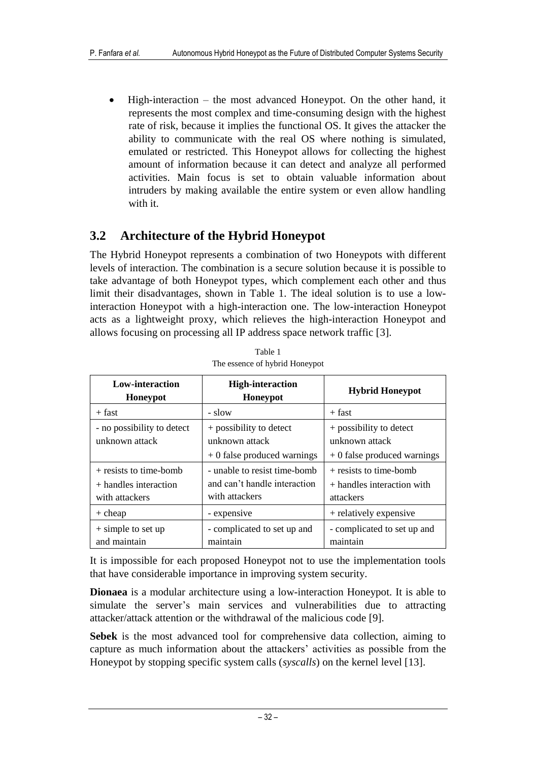- High-interaction – the most advanced Honeypot. On the other hand, it represents the most complex and time-consuming design with the highest rate of risk, because it implies the functional OS. It gives the attacker the ability to communicate with the real OS where nothing is simulated, emulated or restricted. This Honeypot allows for collecting the highest amount of information because it can detect and analyze all performed activities. Main focus is set to obtain valuable information about intruders by making available the entire system or even allow handling with it.

## 3.2 Architecture of the Hybrid Honeypot

The Hybrid Honeypot represents a combination of two Honeypots with different levels of interaction. The combination is a secure solution because it is possible to take advantage of both Honeypot types, which complement each other and thus limit their disadvantages, shown in Table 1. The ideal solution is to use a low-interaction Honeypot with a high-interaction one. The low-interaction Honeypot acts as a lightweight proxy, which relieves the high-interaction Honeypot and allows focusing on processing all IP address space network traffic [3].

Table 1
The essence of hybrid Honeypot

| Low-interaction Honeypot | High-interaction Honeypot | Hybrid Honeypot |
|---|---|---|
| + fast | - slow | + fast |
| - no possibility to detect unknown attack | + possibility to detect unknown attack<br>+ 0 false produced warnings | + possibility to detect unknown attack<br>+ 0 false produced warnings |
| + resists to time-bomb<br>+ handles interaction with attackers | - unable to resist time-bomb and can't handle interaction with attackers | + resists to time-bomb<br>+ handles interaction with attackers |
| + cheap | - expensive | + relatively expensive |
| + simple to set up and maintain | - complicated to set up and maintain | - complicated to set up and maintain |

It is impossible for each proposed Honeypot not to use the implementation tools that have considerable importance in improving system security.

**Dionaea** is a modular architecture using a low-interaction Honeypot. It is able to simulate the server's main services and vulnerabilities due to attracting attacker/attack attention or the withdrawal of the malicious code [9].

**Sebek** is the most advanced tool for comprehensive data collection, aiming to capture as much information about the attackers' activities as possible from the Honeypot by stopping specific system calls (*syscalls*) on the kernel level [13].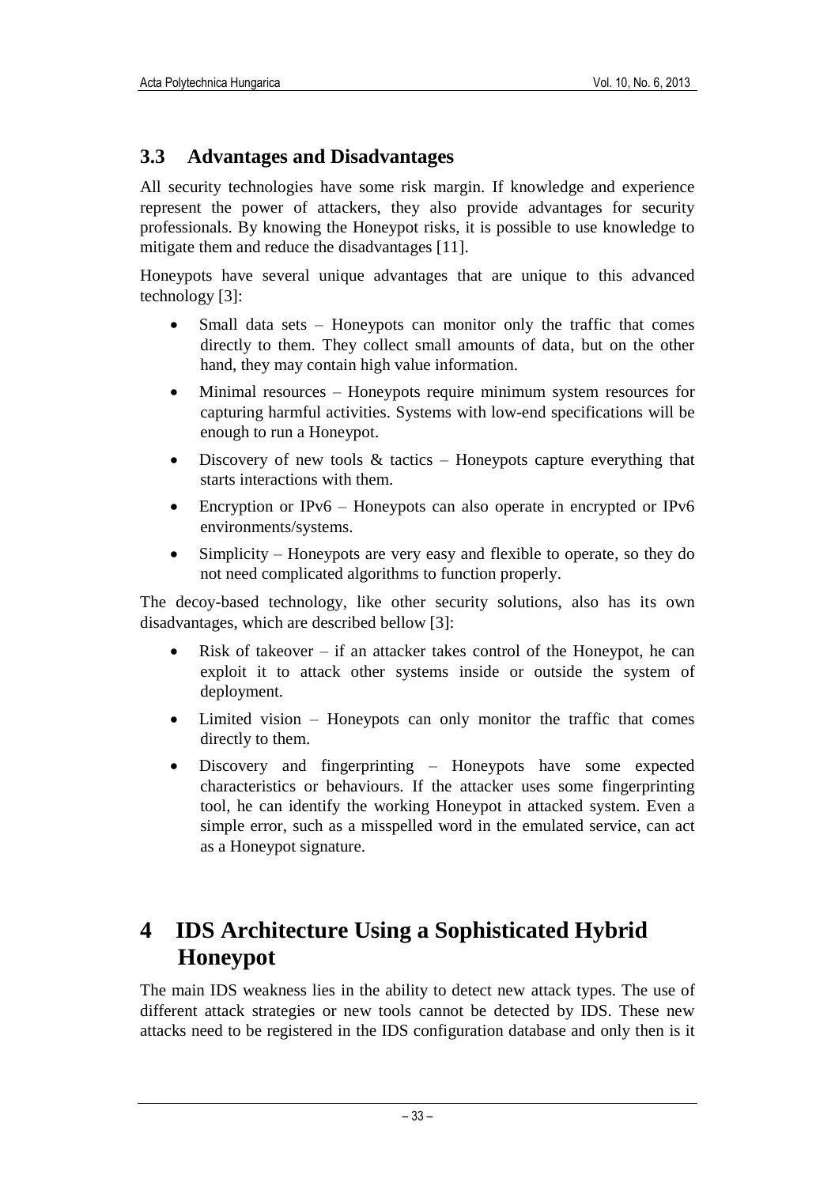### 3.3 Advantages and Disadvantages

All security technologies have some risk margin. If knowledge and experience represent the power of attackers, they also provide advantages for security professionals. By knowing the Honeypot risks, it is possible to use knowledge to mitigate them and reduce the disadvantages [11].

Honeypots have several unique advantages that are unique to this advanced technology [3]:

- Small data sets – Honeypots can monitor only the traffic that comes directly to them. They collect small amounts of data, but on the other hand, they may contain high value information.
- Minimal resources – Honeypots require minimum system resources for capturing harmful activities. Systems with low-end specifications will be enough to run a Honeypot.
- Discovery of new tools & tactics – Honeypots capture everything that starts interactions with them.
- Encryption or IPv6 – Honeypots can also operate in encrypted or IPv6 environments/systems.
- Simplicity – Honeypots are very easy and flexible to operate, so they do not need complicated algorithms to function properly.

The decoy-based technology, like other security solutions, also has its own disadvantages, which are described bellow [3]:

- Risk of takeover – if an attacker takes control of the Honeypot, he can exploit it to attack other systems inside or outside the system of deployment.
- Limited vision – Honeypots can only monitor the traffic that comes directly to them.
- Discovery and fingerprinting – Honeypots have some expected characteristics or behaviours. If the attacker uses some fingerprinting tool, he can identify the working Honeypot in attacked system. Even a simple error, such as a misspelled word in the emulated service, can act as a Honeypot signature.

# 4 IDS Architecture Using a Sophisticated Hybrid Honeypot

The main IDS weakness lies in the ability to detect new attack types. The use of different attack strategies or new tools cannot be detected by IDS. These new attacks need to be registered in the IDS configuration database and only then is it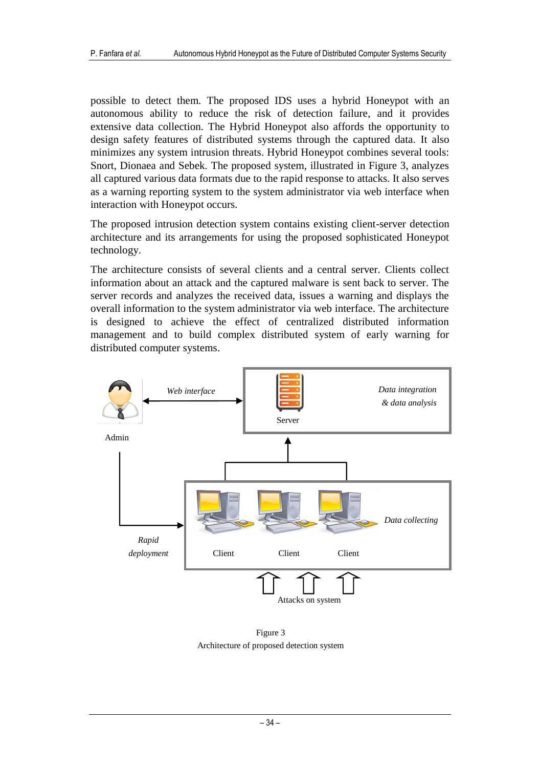possible to detect them. The proposed IDS uses a hybrid Honeypot with an autonomous ability to reduce the risk of detection failure, and it provides extensive data collection. The Hybrid Honeypot also affords the opportunity to design safety features of distributed systems through the captured data. It also minimizes any system intrusion threats. Hybrid Honeypot combines several tools: Snort, Dionaea and Sebek. The proposed system, illustrated in Figure 3, analyzes all captured various data formats due to the rapid response to attacks. It also serves as a warning reporting system to the system administrator via web interface when interaction with Honeypot occurs.

The proposed intrusion detection system contains existing client-server detection architecture and its arrangements for using the proposed sophisticated Honeypot technology.

The architecture consists of several clients and a central server. Clients collect information about an attack and the captured malware is sent back to server. The server records and analyzes the received data, issues a warning and displays the overall information to the system administrator via web interface. The architecture is designed to achieve the effect of centralized distributed information management and to build complex distributed system of early warning for distributed computer systems.

Figure 3

Architecture of proposed detection system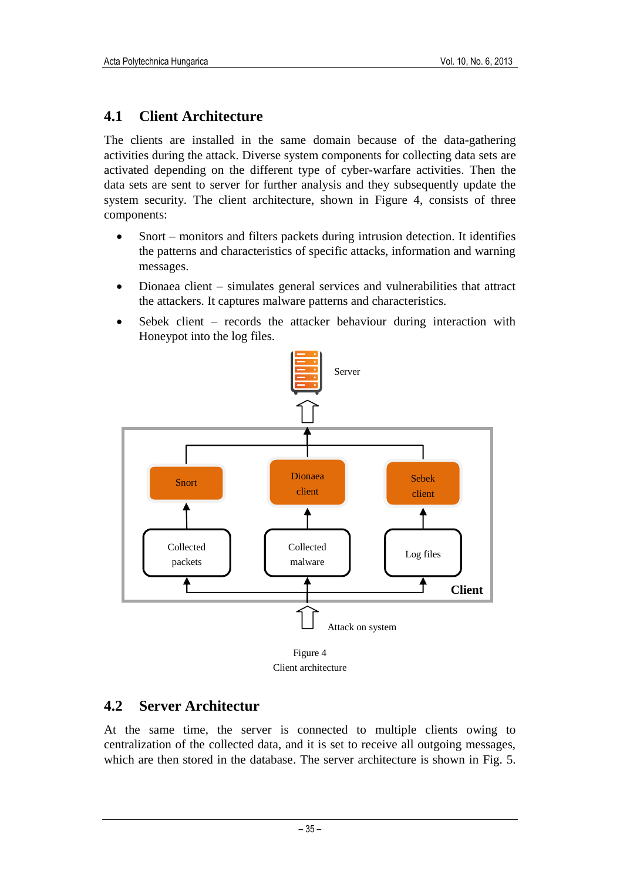## 4.1 Client Architecture

The clients are installed in the same domain because of the data-gathering activities during the attack. Diverse system components for collecting data sets are activated depending on the different type of cyber-warfare activities. Then the data sets are sent to server for further analysis and they subsequently update the system security. The client architecture, shown in Figure 4, consists of three components:

- Snort – monitors and filters packets during intrusion detection. It identifies the patterns and characteristics of specific attacks, information and warning messages.
- Dionaea client – simulates general services and vulnerabilities that attract the attackers. It captures malware patterns and characteristics.
- Sebek client – records the attacker behaviour during interaction with Honeypot into the log files.

Figure 4
Client architecture

## 4.2 Server Architectur

At the same time, the server is connected to multiple clients owing to centralization of the collected data, and it is set to receive all outgoing messages, which are then stored in the database. The server architecture is shown in Fig. 5.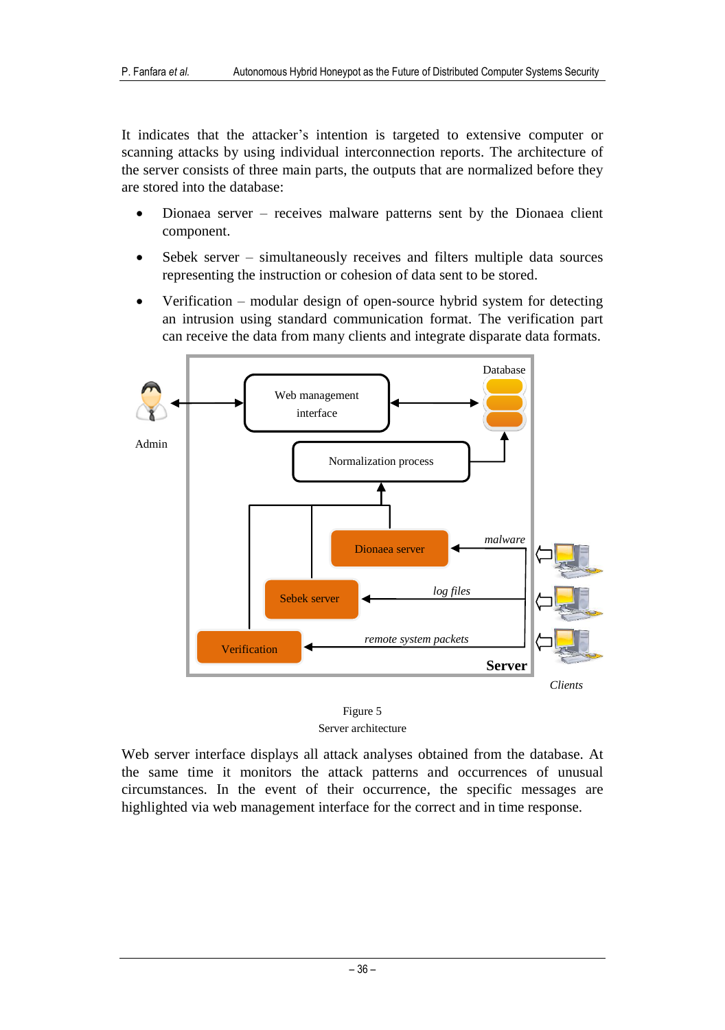It indicates that the attacker's intention is targeted to extensive computer or scanning attacks by using individual interconnection reports. The architecture of the server consists of three main parts, the outputs that are normalized before they are stored into the database:

- Dionaea server – receives malware patterns sent by the Dionaea client component.
- Sebek server – simultaneously receives and filters multiple data sources representing the instruction or cohesion of data sent to be stored.
- Verification – modular design of open-source hybrid system for detecting an intrusion using standard communication format. The verification part can receive the data from many clients and integrate disparate data formats.

Figure 5
Server architecture

Web server interface displays all attack analyses obtained from the database. At the same time it monitors the attack patterns and occurrences of unusual circumstances. In the event of their occurrence, the specific messages are highlighted via web management interface for the correct and in time response.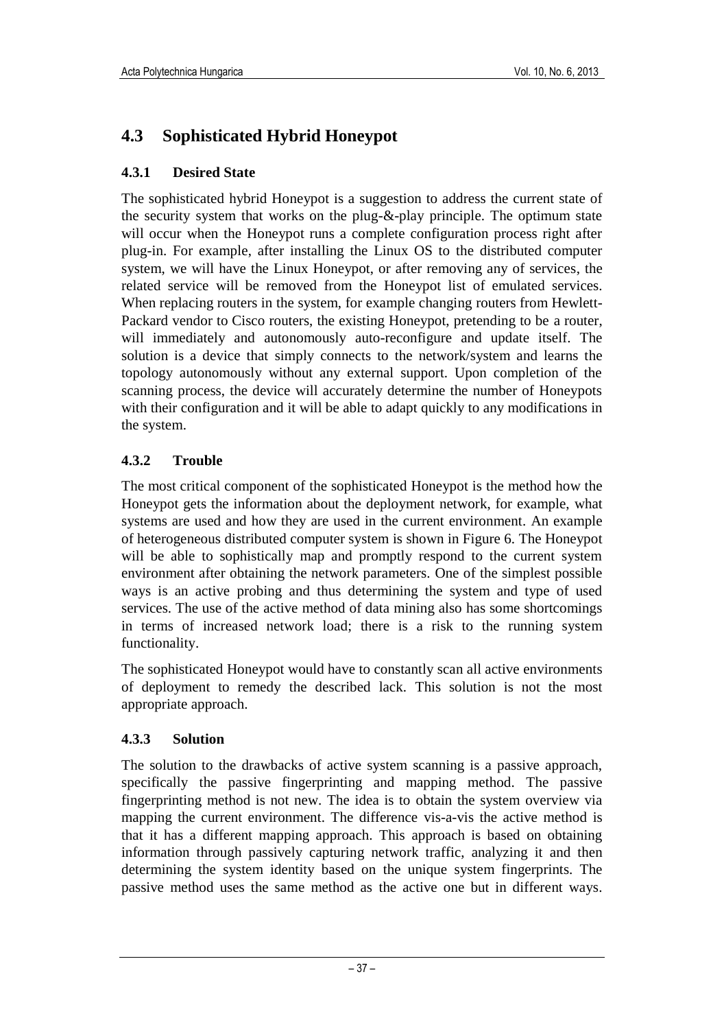## 4.3 Sophisticated Hybrid Honeypot

### 4.3.1 Desired State

The sophisticated hybrid Honeypot is a suggestion to address the current state of the security system that works on the plug-&-play principle. The optimum state will occur when the Honeypot runs a complete configuration process right after plug-in. For example, after installing the Linux OS to the distributed computer system, we will have the Linux Honeypot, or after removing any of services, the related service will be removed from the Honeypot list of emulated services. When replacing routers in the system, for example changing routers from Hewlett-Packard vendor to Cisco routers, the existing Honeypot, pretending to be a router, will immediately and autonomously auto-reconfigure and update itself. The solution is a device that simply connects to the network/system and learns the topology autonomously without any external support. Upon completion of the scanning process, the device will accurately determine the number of Honeypots with their configuration and it will be able to adapt quickly to any modifications in the system.

### 4.3.2 Trouble

The most critical component of the sophisticated Honeypot is the method how the Honeypot gets the information about the deployment network, for example, what systems are used and how they are used in the current environment. An example of heterogeneous distributed computer system is shown in Figure 6. The Honeypot will be able to sophistically map and promptly respond to the current system environment after obtaining the network parameters. One of the simplest possible ways is an active probing and thus determining the system and type of used services. The use of the active method of data mining also has some shortcomings in terms of increased network load; there is a risk to the running system functionality.

The sophisticated Honeypot would have to constantly scan all active environments of deployment to remedy the described lack. This solution is not the most appropriate approach.

### 4.3.3 Solution

The solution to the drawbacks of active system scanning is a passive approach, specifically the passive fingerprinting and mapping method. The passive fingerprinting method is not new. The idea is to obtain the system overview via mapping the current environment. The difference vis-a-vis the active method is that it has a different mapping approach. This approach is based on obtaining information through passively capturing network traffic, analyzing it and then determining the system identity based on the unique system fingerprints. The passive method uses the same method as the active one but in different ways.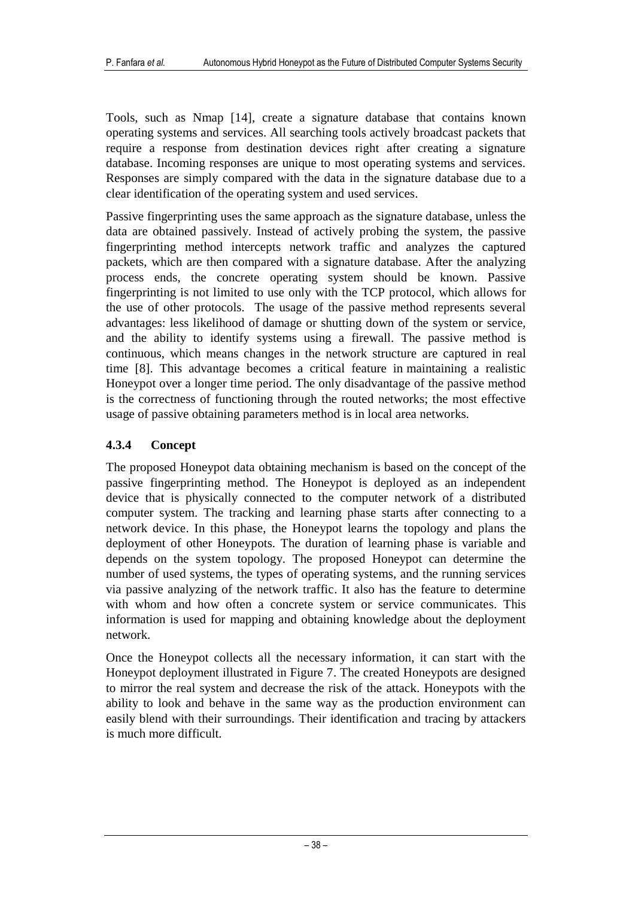Tools, such as Nmap [14], create a signature database that contains known operating systems and services. All searching tools actively broadcast packets that require a response from destination devices right after creating a signature database. Incoming responses are unique to most operating systems and services. Responses are simply compared with the data in the signature database due to a clear identification of the operating system and used services.

Passive fingerprinting uses the same approach as the signature database, unless the data are obtained passively. Instead of actively probing the system, the passive fingerprinting method intercepts network traffic and analyzes the captured packets, which are then compared with a signature database. After the analyzing process ends, the concrete operating system should be known. Passive fingerprinting is not limited to use only with the TCP protocol, which allows for the use of other protocols. The usage of the passive method represents several advantages: less likelihood of damage or shutting down of the system or service, and the ability to identify systems using a firewall. The passive method is continuous, which means changes in the network structure are captured in real time [8]. This advantage becomes a critical feature in maintaining a realistic Honeypot over a longer time period. The only disadvantage of the passive method is the correctness of functioning through the routed networks; the most effective usage of passive obtaining parameters method is in local area networks.

### 4.3.4 Concept

The proposed Honeypot data obtaining mechanism is based on the concept of the passive fingerprinting method. The Honeypot is deployed as an independent device that is physically connected to the computer network of a distributed computer system. The tracking and learning phase starts after connecting to a network device. In this phase, the Honeypot learns the topology and plans the deployment of other Honeypots. The duration of learning phase is variable and depends on the system topology. The proposed Honeypot can determine the number of used systems, the types of operating systems, and the running services via passive analyzing of the network traffic. It also has the feature to determine with whom and how often a concrete system or service communicates. This information is used for mapping and obtaining knowledge about the deployment network.

Once the Honeypot collects all the necessary information, it can start with the Honeypot deployment illustrated in Figure 7. The created Honeypots are designed to mirror the real system and decrease the risk of the attack. Honeypots with the ability to look and behave in the same way as the production environment can easily blend with their surroundings. Their identification and tracing by attackers is much more difficult.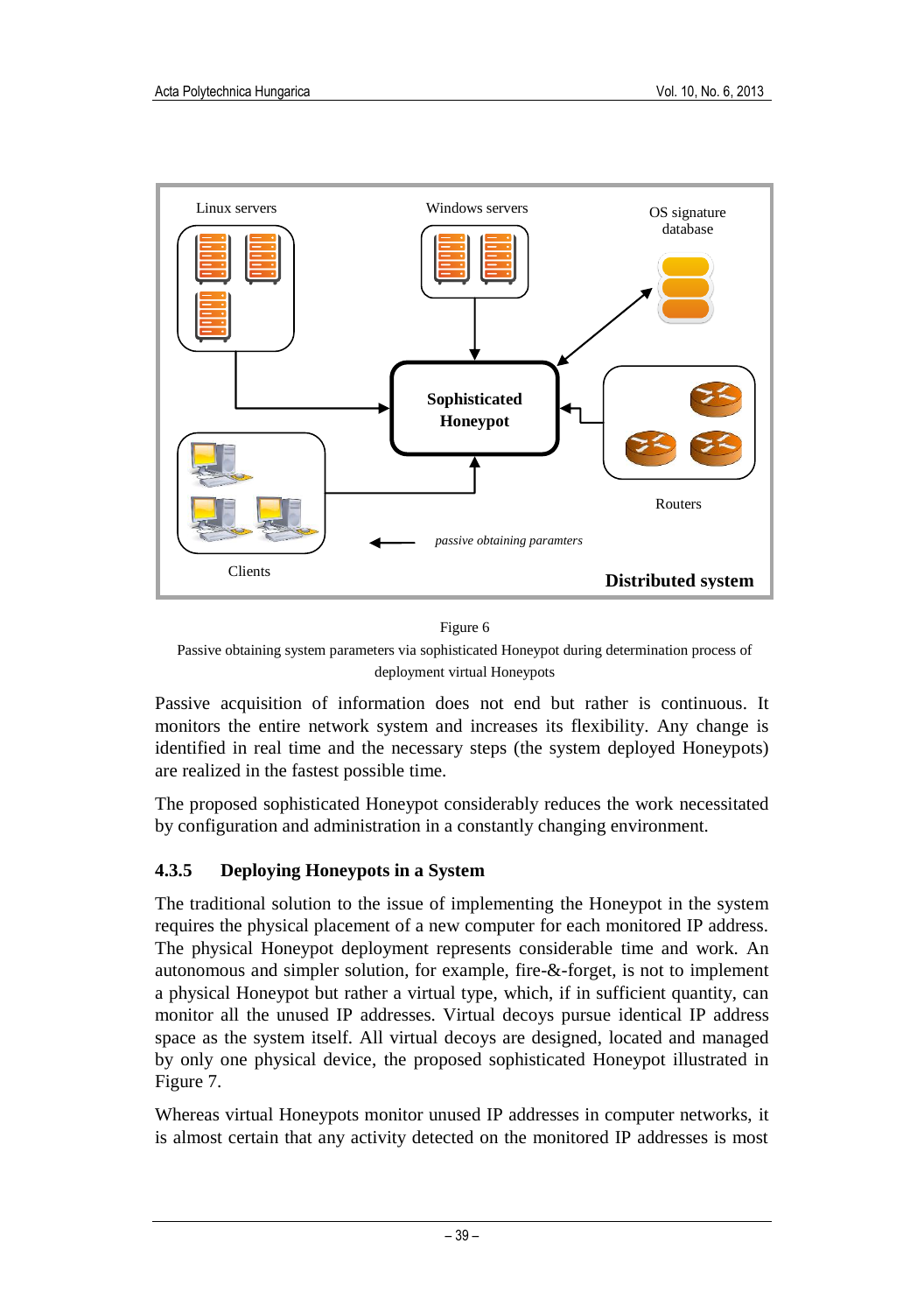Figure 6

Passive obtaining system parameters via sophisticated Honeypot during determination process of deployment virtual Honeypots

Passive acquisition of information does not end but rather is continuous. It monitors the entire network system and increases its flexibility. Any change is identified in real time and the necessary steps (the system deployed Honeypots) are realized in the fastest possible time.

The proposed sophisticated Honeypot considerably reduces the work necessitated by configuration and administration in a constantly changing environment.

### 4.3.5 Deploying Honeypots in a System

The traditional solution to the issue of implementing the Honeypot in the system requires the physical placement of a new computer for each monitored IP address. The physical Honeypot deployment represents considerable time and work. An autonomous and simpler solution, for example, fire-&-forget, is not to implement a physical Honeypot but rather a virtual type, which, if in sufficient quantity, can monitor all the unused IP addresses. Virtual decoys pursue identical IP address space as the system itself. All virtual decoys are designed, located and managed by only one physical device, the proposed sophisticated Honeypot illustrated in Figure 7.

Whereas virtual Honeypots monitor unused IP addresses in computer networks, it is almost certain that any activity detected on the monitored IP addresses is most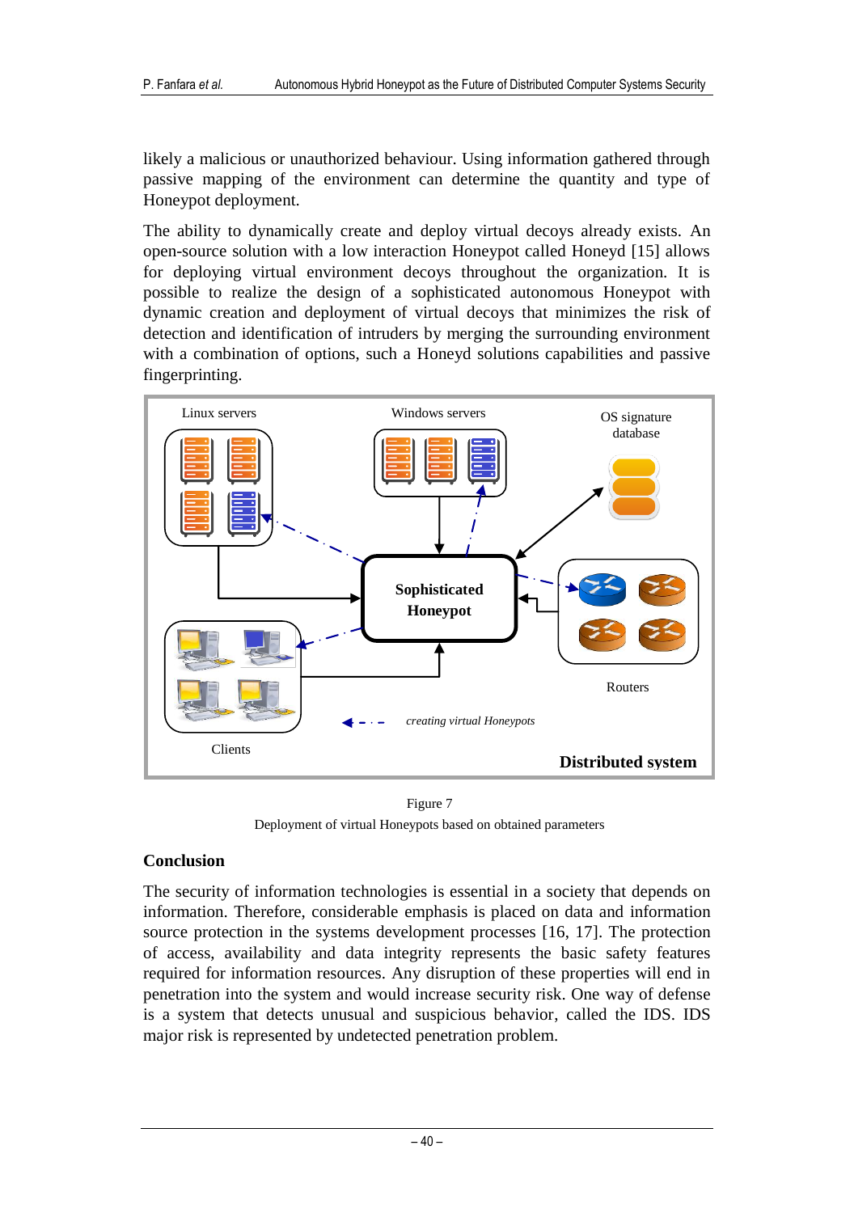likely a malicious or unauthorized behaviour. Using information gathered through passive mapping of the environment can determine the quantity and type of Honeypot deployment.

The ability to dynamically create and deploy virtual decoys already exists. An open-source solution with a low interaction Honeypot called Honeyd [15] allows for deploying virtual environment decoys throughout the organization. It is possible to realize the design of a sophisticated autonomous Honeypot with dynamic creation and deployment of virtual decoys that minimizes the risk of detection and identification of intruders by merging the surrounding environment with a combination of options, such a Honeyd solutions capabilities and passive fingerprinting.

Figure 7

Deployment of virtual Honeypots based on obtained parameters

## Conclusion

The security of information technologies is essential in a society that depends on information. Therefore, considerable emphasis is placed on data and information source protection in the systems development process [16, 17]. The protection of access, availability and data integrity represents the basic safety features required for information resources. Any disruption of these properties will end in penetration into the system and would increase security risk. One way of defense is a system that detects unusual and suspicious behavior, called the IDS. IDS major risk is represented by undetected penetration problem.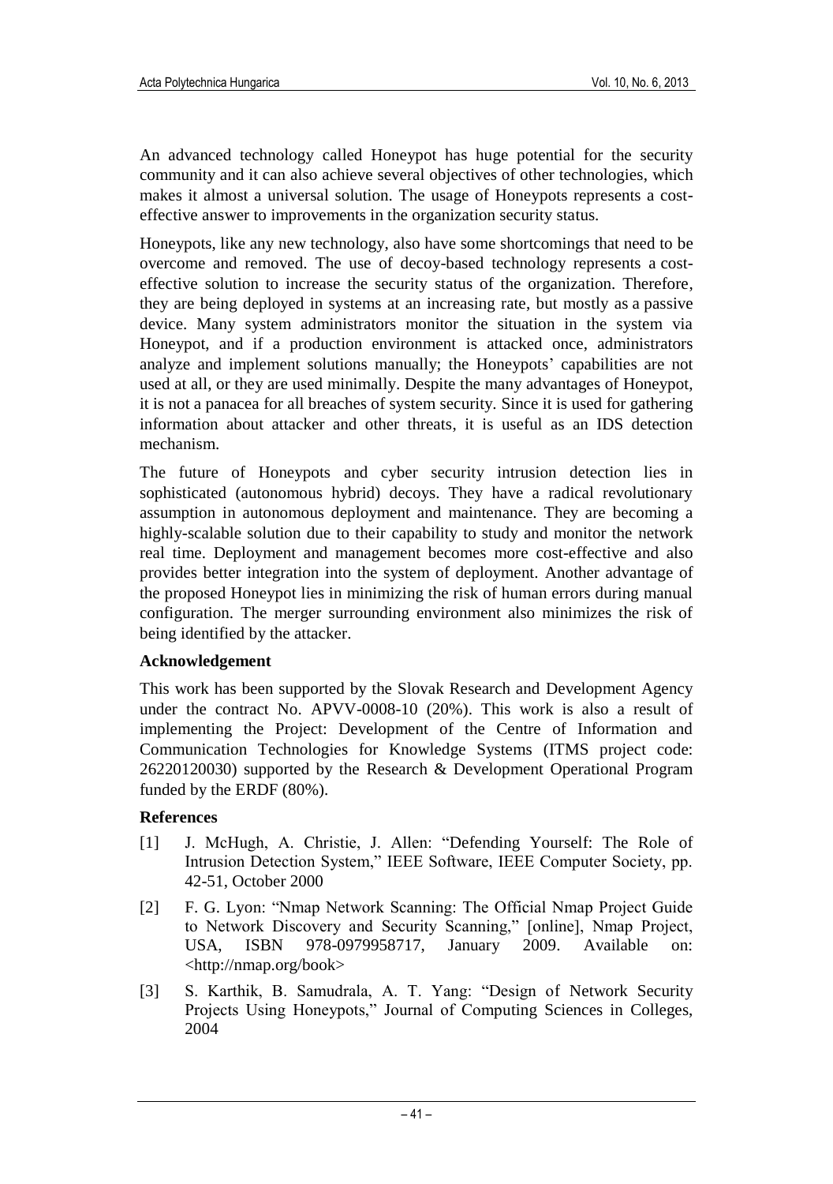An advanced technology called Honeypot has huge potential for the security community and it can also achieve several objectives of other technologies, which makes it almost a universal solution. The usage of Honeypots represents a cost-effective answer to improvements in the organization security status.

Honeypots, like any new technology, also have some shortcomings that need to be overcome and removed. The use of decoy-based technology represents a cost-effective solution to increase the security status of the organization. Therefore, they are being deployed in systems at an increasing rate, but mostly as a passive device. Many system administrators monitor the situation in the system via Honeypot, and if a production environment is attacked once, administrators analyze and implement solutions manually; the Honeypots' capabilities are not used at all, or they are used minimally. Despite the many advantages of Honeypot, it is not a panacea for all breaches of system security. Since it is used for gathering information about attacker and other threats, it is useful as an IDS detection mechanism.

The future of Honeypots and cyber security intrusion detection lies in sophisticated (autonomous hybrid) decoys. They have a radical revolutionary assumption in autonomous deployment and maintenance. They are becoming a highly-scalable solution due to their capability to study and monitor the network real time. Deployment and management becomes more cost-effective and also provides better integration into the system of deployment. Another advantage of the proposed Honeypot lies in minimizing the risk of human errors during manual configuration. The merger surrounding environment also minimizes the risk of being identified by the attacker.

### Acknowledgement

This work has been supported by the Slovak Research and Development Agency under the contract No. APVV-0008-10 (20%). This work is also a result of implementing the Project: Development of the Centre of Information and Communication Technologies for Knowledge Systems (ITMS project code: 26220120030) supported by the Research & Development Operational Program funded by the ERDF (80%).

### References

[1] J. McHugh, A. Christie, J. Allen: "Defending Yourself: The Role of Intrusion Detection System," IEEE Software, IEEE Computer Society, pp. 42-51, October 2000

[2] F. G. Lyon: "Nmap Network Scanning: The Official Nmap Project Guide to Network Discovery and Security Scanning," [online], Nmap Project, USA, ISBN 978-0979958717, January 2009. Available on: <http://nmap.org/book>

[3] S. Karthik, B. Samudrala, A. T. Yang: "Design of Network Security Projects Using Honeypots," Journal of Computing Sciences in Colleges, 2004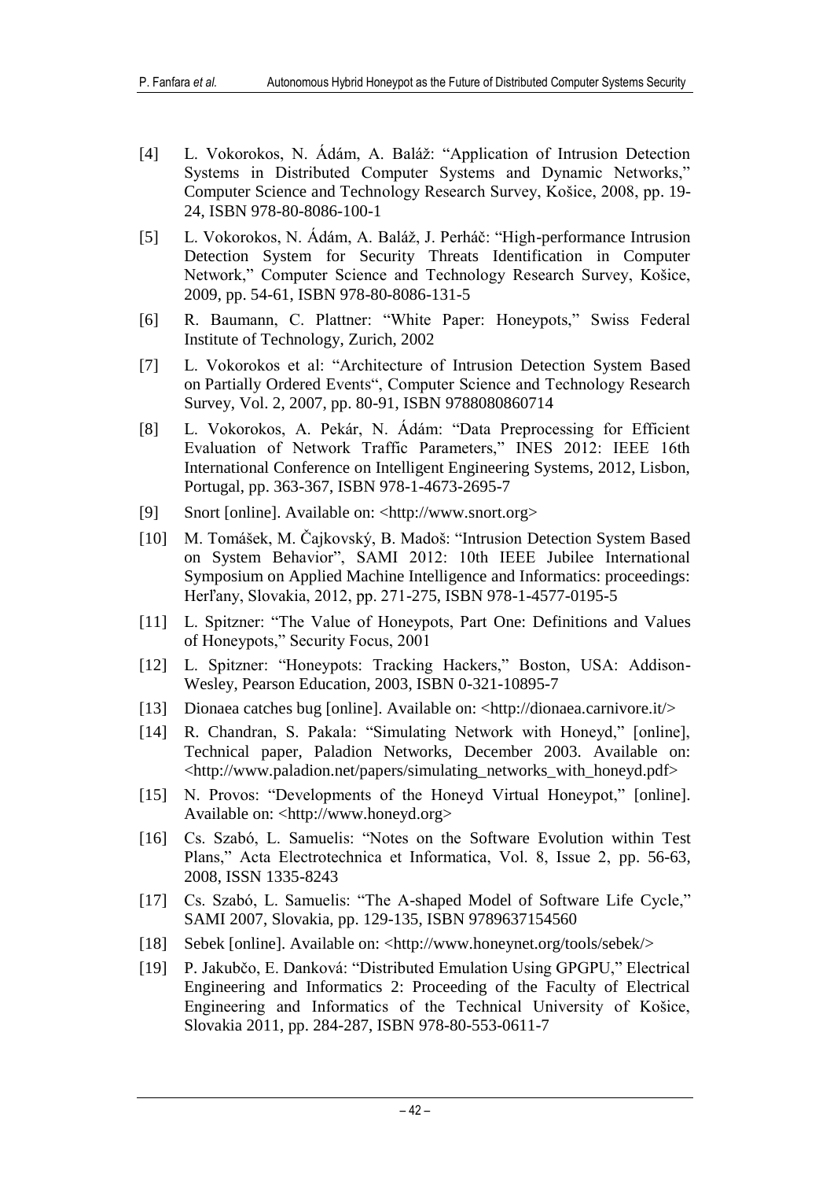[4] L. Vokorokos, N. Ádám, A. Baláž: "Application of Intrusion Detection Systems in Distributed Computer Systems and Dynamic Networks," Computer Science and Technology Research Survey, Košice, 2008, pp. 19-24, ISBN 978-80-8086-100-1

[5] L. Vokorokos, N. Ádám, A. Baláž, J. Perháč: "High-performance Intrusion Detection System for Security Threats Identification in Computer Network," Computer Science and Technology Research Survey, Košice, 2009, pp. 54-61, ISBN 978-80-8086-131-5

[6] R. Baumann, C. Plattner: "White Paper: Honeypots," Swiss Federal Institute of Technology, Zurich, 2002

[7] L. Vokorokos et al: "Architecture of Intrusion Detection System Based on Partially Ordered Events", Computer Science and Technology Research Survey, Vol. 2, 2007, pp. 80-91, ISBN 9788080860714

[8] L. Vokorokos, A. Pekár, N. Ádám: "Data Preprocessing for Efficient Evaluation of Network Traffic Parameters," INES 2012: IEEE 16th International Conference on Intelligent Engineering Systems, 2012, Lisbon, Portugal, pp. 363-367, ISBN 978-1-4673-2695-7

[9] Snort [online]. Available on: <http://www.snort.org>

[10] M. Tomášek, M. Čajkovský, B. Madoš: "Intrusion Detection System Based on System Behavior", SAMI 2012: 10th IEEE Jubilee International Symposium on Applied Machine Intelligence and Informatics: proceedings: Herľany, Slovakia, 2012, pp. 271-275, ISBN 978-1-4577-0195-5

[11] L. Spitzner: "The Value of Honeypots, Part One: Definitions and Values of Honeypots," Security Focus, 2001

[12] L. Spitzner: "Honeypots: Tracking Hackers," Boston, USA: Addison-Wesley, Pearson Education, 2003, ISBN 0-321-10895-7

[13] Dionaea catches bug [online]. Available on: <http://dionaea.carnivore.it/>

[14] R. Chandran, S. Pakala: "Simulating Network with Honeyd," [online], Technical paper, Paladion Networks, December 2003. Available on: <http://www.paladion.net/papers/simulating_networks_with_honeyd.pdf>

[15] N. Provos: "Developments of the Honeyd Virtual Honeypot," [online]. Available on: <http://www.honeyd.org>

[16] Cs. Szabó, L. Samuelis: "Notes on the Software Evolution within Test Plans," Acta Electrotechnica et Informatica, Vol. 8, Issue 2, pp. 56-63, 2008, ISSN 1335-8243

[17] Cs. Szabó, L. Samuelis: "The A-shaped Model of Software Life Cycle," SAMI 2007, Slovakia, pp. 129-135, ISBN 9789637154560

[18] Sebek [online]. Available on: <http://www.honeynet.org/tools/sebek/>

[19] P. Jakubčo, E. Danková: "Distributed Emulation Using GPGPU," Electrical Engineering and Informatics 2: Proceeding of the Faculty of Electrical Engineering and Informatics of the Technical University of Košice, Slovakia 2011, pp. 284-287, ISBN 978-80-553-0611-7